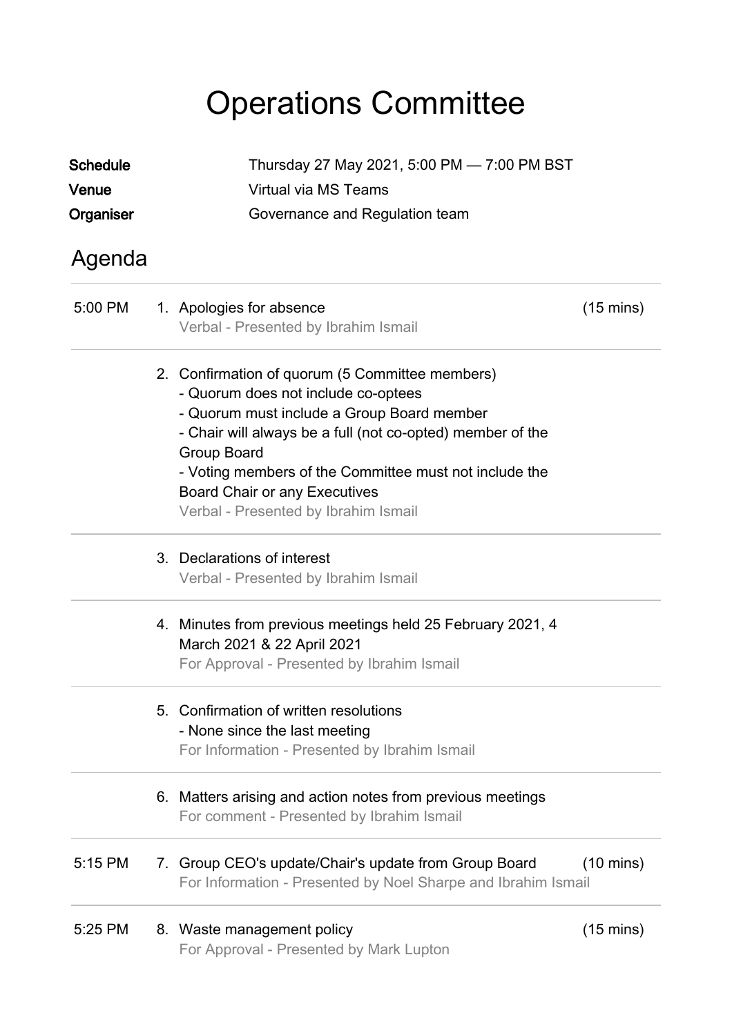# Operations Committee

**Schedule** Thursday 27 May 2021, 5:00 PM — 7:00 PM BST
**Venue** Virtual via MS Teams
**Organiser** Governance and Regulation team

## Agenda

5:00 PM 1. Apologies for absence (15 mins)
Verbal - Presented by Ibrahim Ismail

2. Confirmation of quorum (5 Committee members)
- Quorum does not include co-optees
- Quorum must include a Group Board member
- Chair will always be a full (not co-opted) member of the Group Board
- Voting members of the Committee must not include the Board Chair or any Executives
Verbal - Presented by Ibrahim Ismail

3. Declarations of interest
Verbal - Presented by Ibrahim Ismail

4. Minutes from previous meetings held 25 February 2021, 4 March 2021 & 22 April 2021
For Approval - Presented by Ibrahim Ismail

5. Confirmation of written resolutions
- None since the last meeting
For Information - Presented by Ibrahim Ismail

6. Matters arising and action notes from previous meetings
For comment - Presented by Ibrahim Ismail

5:15 PM 7. Group CEO's update/Chair's update from Group Board (10 mins)
For Information - Presented by Noel Sharpe and Ibrahim Ismail

5:25 PM 8. Waste management policy (15 mins)
For Approval - Presented by Mark Lupton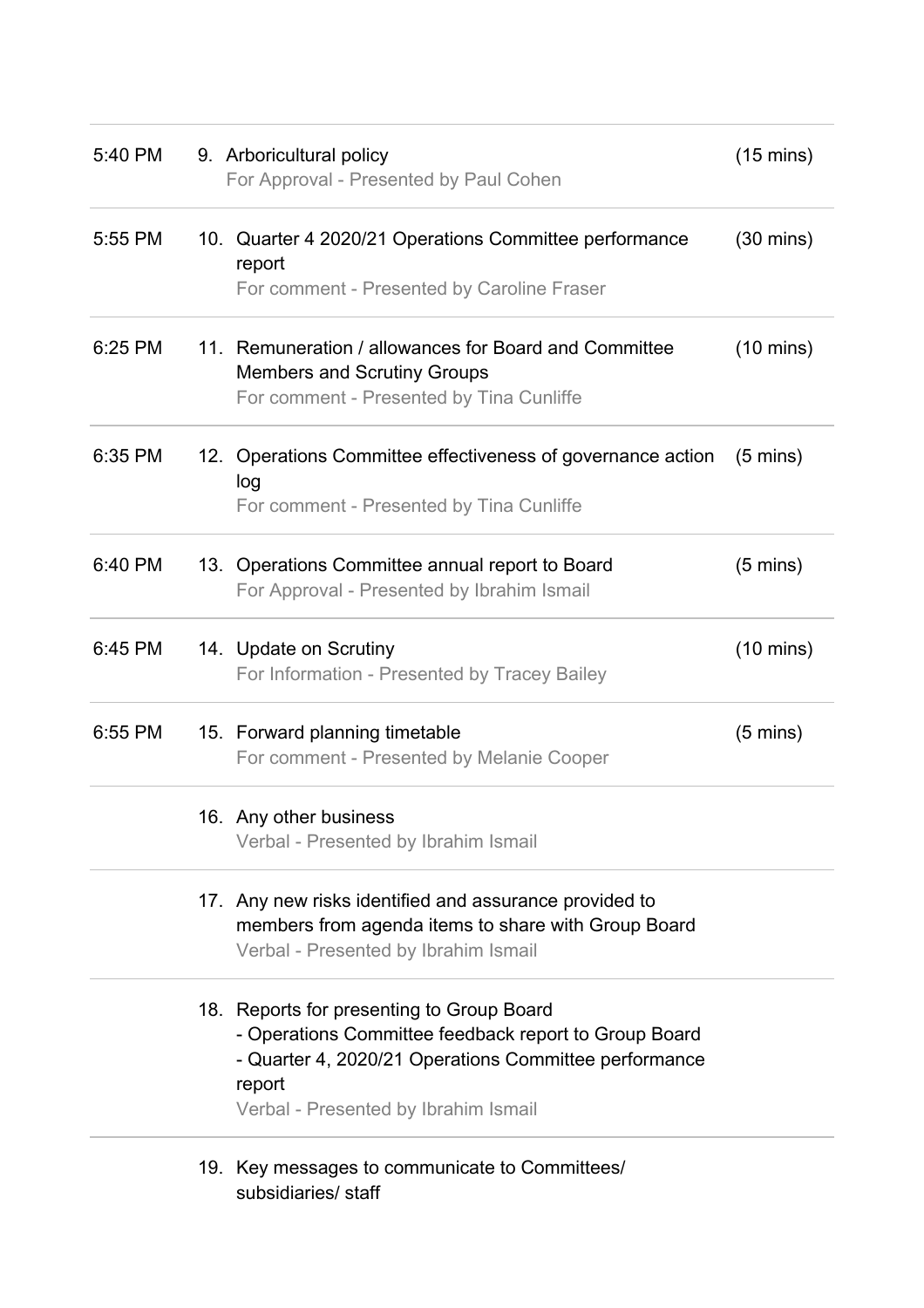| Time | Item | Duration |
| --- | --- | --- |
| 5:40 PM | 9. Arboricultural policy<br>For Approval - Presented by Paul Cohen | (15 mins) |
| 5:55 PM | 10. Quarter 4 2020/21 Operations Committee performance report<br>For comment - Presented by Caroline Fraser | (30 mins) |
| 6:25 PM | 11. Remuneration / allowances for Board and Committee Members and Scrutiny Groups<br>For comment - Presented by Tina Cunliffe | (10 mins) |
| 6:35 PM | 12. Operations Committee effectiveness of governance action log<br>For comment - Presented by Tina Cunliffe | (5 mins) |
| 6:40 PM | 13. Operations Committee annual report to Board<br>For Approval - Presented by Ibrahim Ismail | (5 mins) |
| 6:45 PM | 14. Update on Scrutiny<br>For Information - Presented by Tracey Bailey | (10 mins) |
| 6:55 PM | 15. Forward planning timetable<br>For comment - Presented by Melanie Cooper | (5 mins) |
| | 16. Any other business<br>Verbal - Presented by Ibrahim Ismail | |
| | 17. Any new risks identified and assurance provided to members from agenda items to share with Group Board<br>Verbal - Presented by Ibrahim Ismail | |
| | 18. Reports for presenting to Group Board<br>- Operations Committee feedback report to Group Board<br>- Quarter 4, 2020/21 Operations Committee performance report<br>Verbal - Presented by Ibrahim Ismail | |
| | 19. Key messages to communicate to Committees/ subsidiaries/ staff | |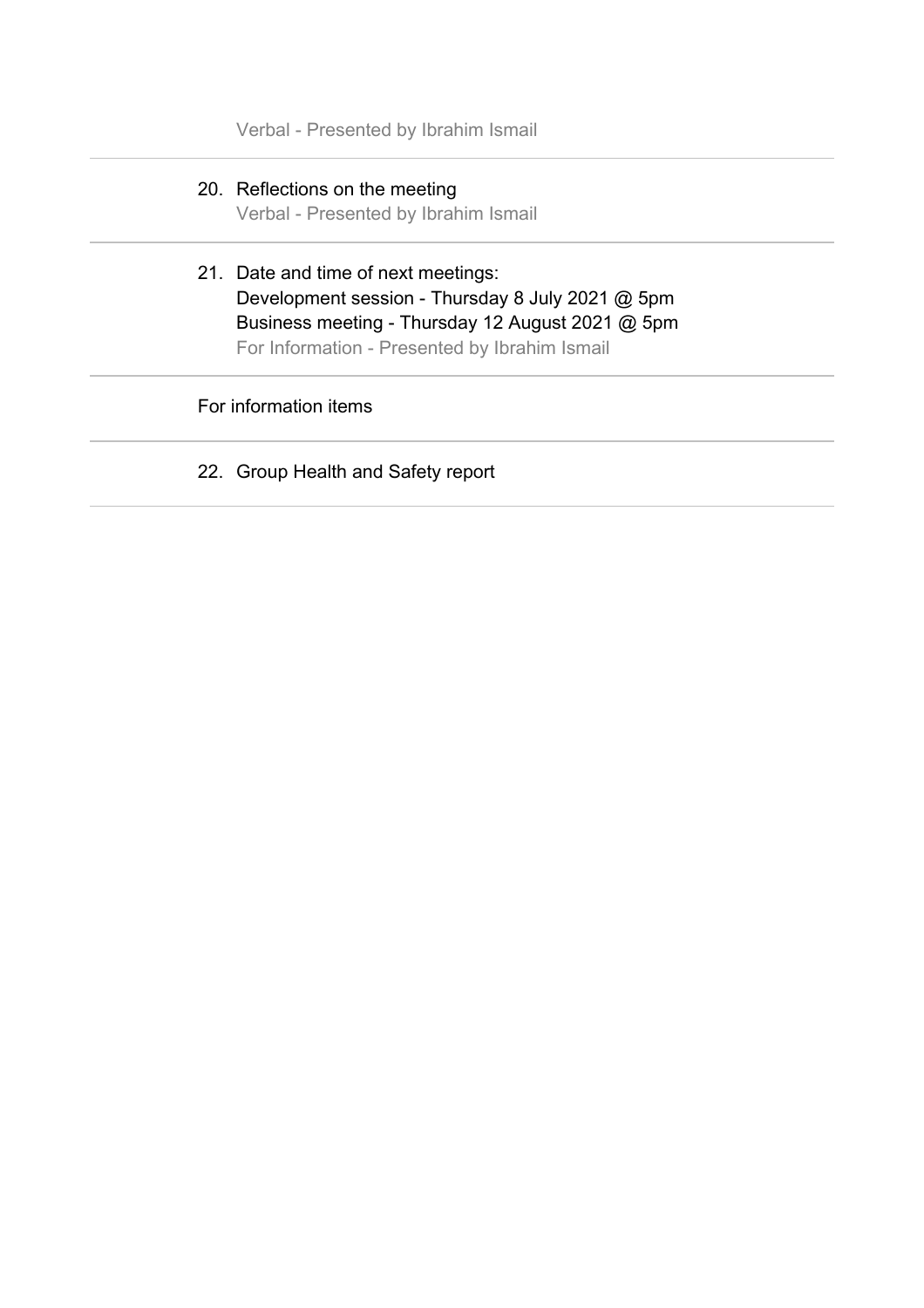Verbal - Presented by Ibrahim Ismail

20. Reflections on the meeting
    Verbal - Presented by Ibrahim Ismail

21. Date and time of next meetings:
    Development session - Thursday 8 July 2021 @ 5pm
    Business meeting - Thursday 12 August 2021 @ 5pm
    For Information - Presented by Ibrahim Ismail

For information items

22. Group Health and Safety report